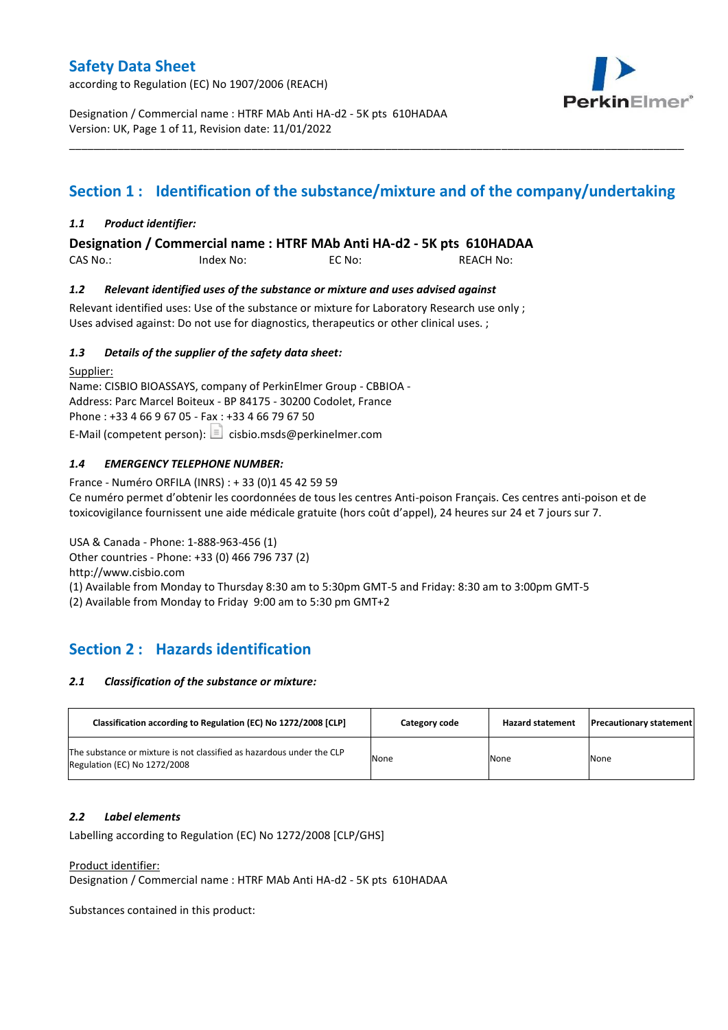# Safety Data Sheet

according to Regulation (EC) No 1907/2006 (REACH)

Designation / Commercial name : HTRF MAb Anti HA-d2 - 5K pts 610HADAA
Version: UK, Page 1 of 11, Revision date: 11/01/2022

## Section 1 : Identification of the substance/mixture and of the company/undertaking

### *1.1 Product identifier:*

**Designation / Commercial name : HTRF MAb Anti HA-d2 - 5K pts 610HADAA**

CAS No.: Index No: EC No: REACH No:

### *1.2 Relevant identified uses of the substance or mixture and uses advised against*

Relevant identified uses: Use of the substance or mixture for Laboratory Research use only ;
Uses advised against: Do not use for diagnostics, therapeutics or other clinical uses. ;

### *1.3 Details of the supplier of the safety data sheet:*

Supplier:
Name: CISBIO BIOASSAYS, company of PerkinElmer Group - CBBIOA -
Address: Parc Marcel Boiteux - BP 84175 - 30200 Codolet, France
Phone : +33 4 66 9 67 05 - Fax : +33 4 66 79 67 50
E-Mail (competent person): cisbio.msds@perkinelmer.com

### *1.4 EMERGENCY TELEPHONE NUMBER:*

France - Numéro ORFILA (INRS) : + 33 (0)1 45 42 59 59
Ce numéro permet d'obtenir les coordonnées de tous les centres Anti-poison Français. Ces centres anti-poison et de toxicovigilance fournissent une aide médicale gratuite (hors coût d'appel), 24 heures sur 24 et 7 jours sur 7.

USA & Canada - Phone: 1-888-963-456 (1)
Other countries - Phone: +33 (0) 466 796 737 (2)
http://www.cisbio.com
(1) Available from Monday to Thursday 8:30 am to 5:30pm GMT-5 and Friday: 8:30 am to 3:00pm GMT-5
(2) Available from Monday to Friday 9:00 am to 5:30 pm GMT+2

## Section 2 : Hazards identification

### *2.1 Classification of the substance or mixture:*

| Classification according to Regulation (EC) No 1272/2008 [CLP] | Category code | Hazard statement | Precautionary statement |
|---|---|---|---|
| The substance or mixture is not classified as hazardous under the CLP Regulation (EC) No 1272/2008 | None | None | None |

### *2.2 Label elements*

Labelling according to Regulation (EC) No 1272/2008 [CLP/GHS]

Product identifier:
Designation / Commercial name : HTRF MAb Anti HA-d2 - 5K pts 610HADAA

Substances contained in this product: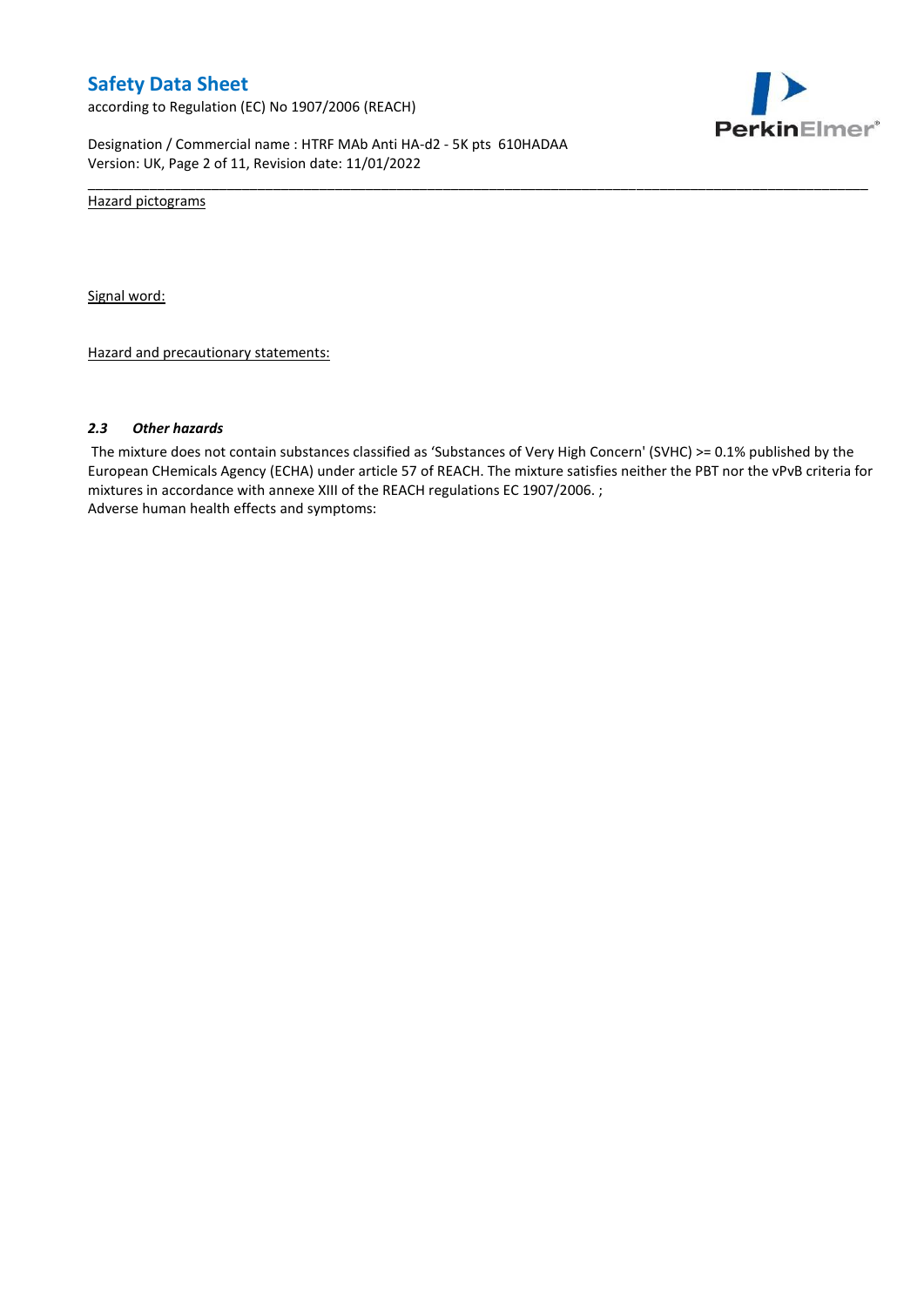Hazard pictograms

Signal word:

Hazard and precautionary statements:

### *2.3 Other hazards*

The mixture does not contain substances classified as 'Substances of Very High Concern' (SVHC) >= 0.1% published by the European CHemicals Agency (ECHA) under article 57 of REACH. The mixture satisfies neither the PBT nor the vPvB criteria for mixtures in accordance with annexe XIII of the REACH regulations EC 1907/2006. ;

Adverse human health effects and symptoms: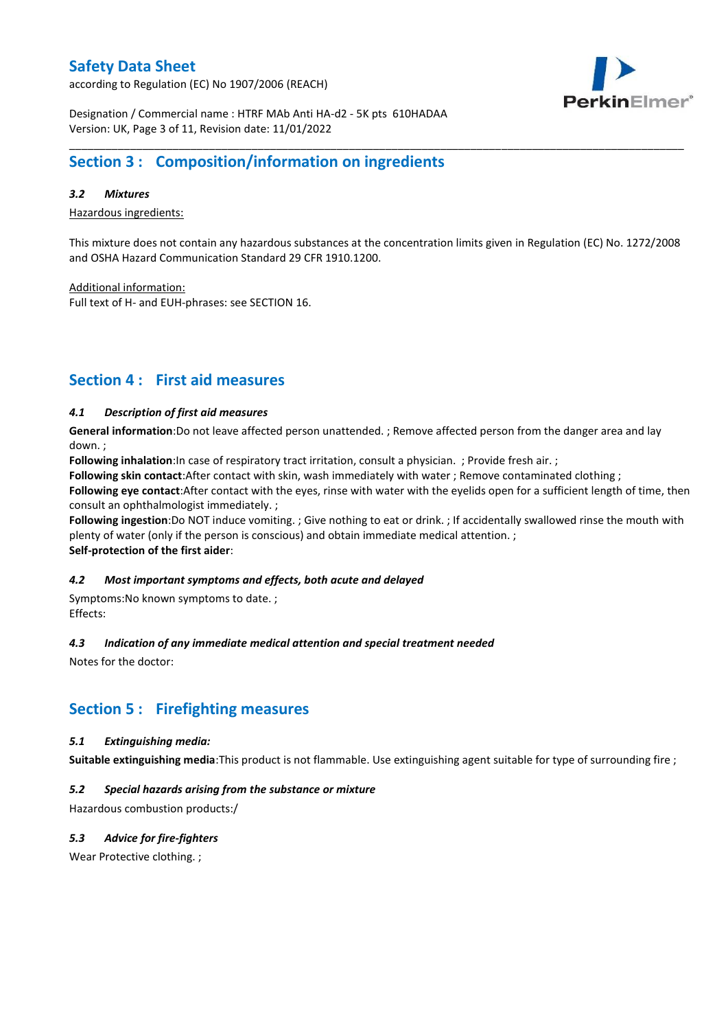## Section 3 : Composition/information on ingredients

### *3.2 Mixtures*

Hazardous ingredients:

This mixture does not contain any hazardous substances at the concentration limits given in Regulation (EC) No. 1272/2008 and OSHA Hazard Communication Standard 29 CFR 1910.1200.

Additional information:
Full text of H- and EUH-phrases: see SECTION 16.

## Section 4 : First aid measures

### *4.1 Description of first aid measures*

**General information**:Do not leave affected person unattended. ; Remove affected person from the danger area and lay down. ;
**Following inhalation**:In case of respiratory tract irritation, consult a physician. ; Provide fresh air. ;
**Following skin contact**:After contact with skin, wash immediately with water ; Remove contaminated clothing ;
**Following eye contact**:After contact with the eyes, rinse with water with the eyelids open for a sufficient length of time, then consult an ophthalmologist immediately. ;
**Following ingestion**:Do NOT induce vomiting. ; Give nothing to eat or drink. ; If accidentally swallowed rinse the mouth with plenty of water (only if the person is conscious) and obtain immediate medical attention. ;
**Self-protection of the first aider**:

### *4.2 Most important symptoms and effects, both acute and delayed*

Symptoms:No known symptoms to date. ;
Effects:

### *4.3 Indication of any immediate medical attention and special treatment needed*

Notes for the doctor:

## Section 5 : Firefighting measures

### *5.1 Extinguishing media:*

**Suitable extinguishing media**:This product is not flammable. Use extinguishing agent suitable for type of surrounding fire ;

### *5.2 Special hazards arising from the substance or mixture*

Hazardous combustion products:/

### *5.3 Advice for fire-fighters*

Wear Protective clothing. ;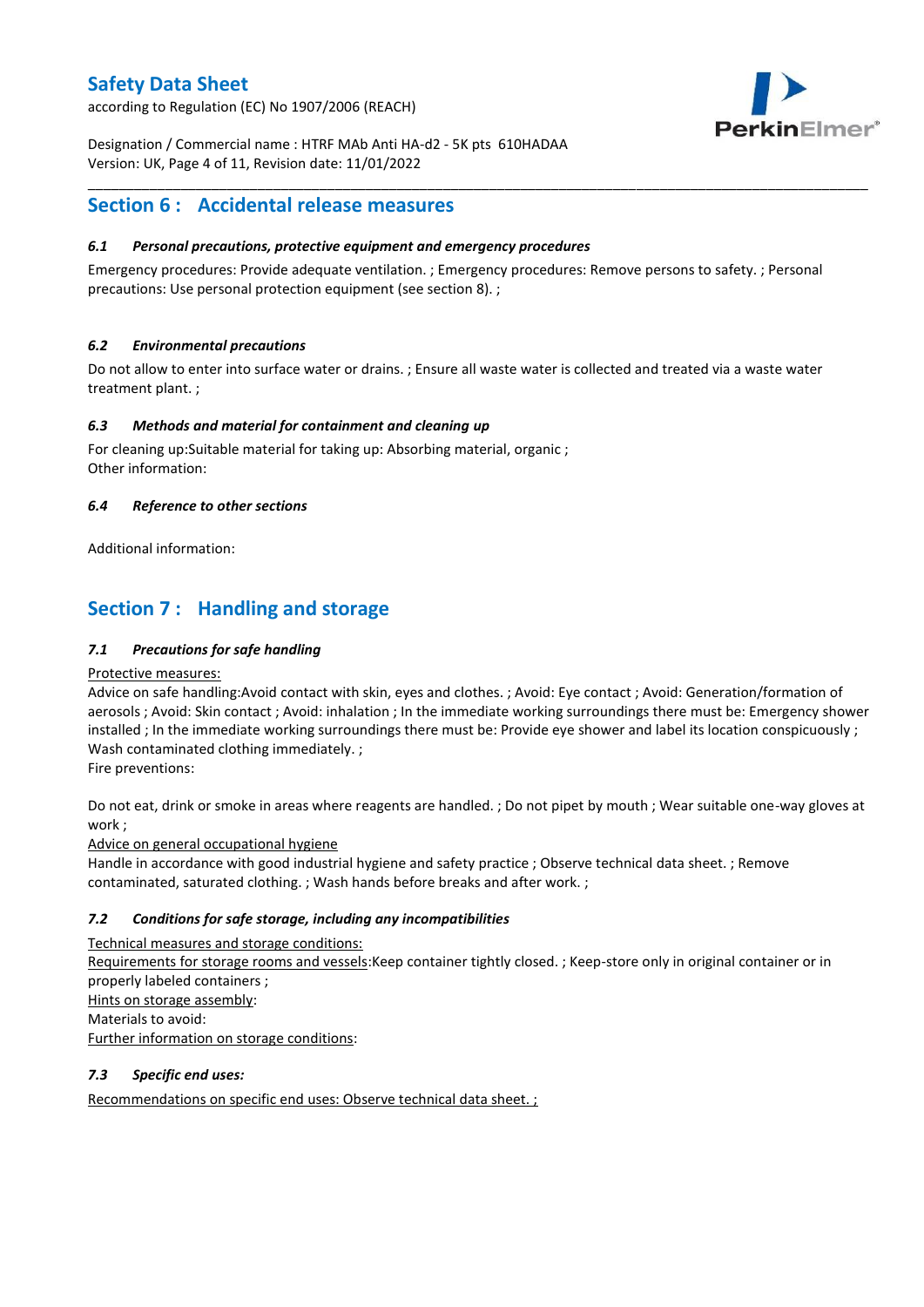## Section 6 : Accidental release measures

### *6.1 Personal precautions, protective equipment and emergency procedures*

Emergency procedures: Provide adequate ventilation. ; Emergency procedures: Remove persons to safety. ; Personal precautions: Use personal protection equipment (see section 8). ;

### *6.2 Environmental precautions*

Do not allow to enter into surface water or drains. ; Ensure all waste water is collected and treated via a waste water treatment plant. ;

### *6.3 Methods and material for containment and cleaning up*

For cleaning up:Suitable material for taking up: Absorbing material, organic ;
Other information:

### *6.4 Reference to other sections*

Additional information:

## Section 7 : Handling and storage

### *7.1 Precautions for safe handling*

<u>Protective measures:</u>
Advice on safe handling:Avoid contact with skin, eyes and clothes. ; Avoid: Eye contact ; Avoid: Generation/formation of aerosols ; Avoid: Skin contact ; Avoid: inhalation ; In the immediate working surroundings there must be: Emergency shower installed ; In the immediate working surroundings there must be: Provide eye shower and label its location conspicuously ; Wash contaminated clothing immediately. ;
Fire preventions:

Do not eat, drink or smoke in areas where reagents are handled. ; Do not pipet by mouth ; Wear suitable one-way gloves at work ;
<u>Advice on general occupational hygiene</u>
Handle in accordance with good industrial hygiene and safety practice ; Observe technical data sheet. ; Remove contaminated, saturated clothing. ; Wash hands before breaks and after work. ;

### *7.2 Conditions for safe storage, including any incompatibilities*

<u>Technical measures and storage conditions:</u>
<u>Requirements for storage rooms and vessels</u>:Keep container tightly closed. ; Keep-store only in original container or in properly labeled containers ;
<u>Hints on storage assembly</u>:
Materials to avoid:
<u>Further information on storage conditions</u>:

### *7.3 Specific end uses:*

<u>Recommendations on specific end uses: Observe technical data sheet. ;</u>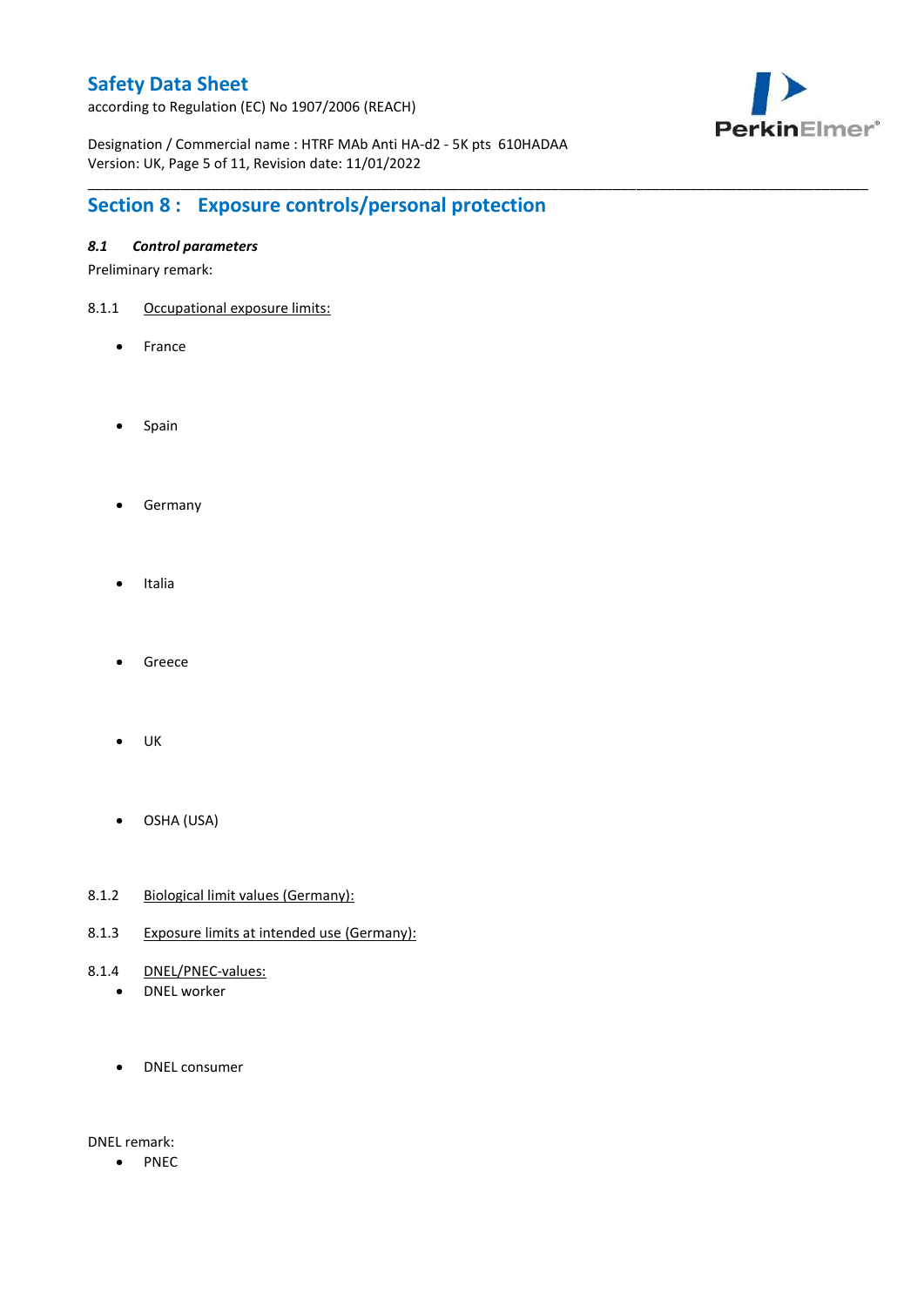## Section 8 : Exposure controls/personal protection

### *8.1 Control parameters*

Preliminary remark:

8.1.1 Occupational exposure limits:

- France

- Spain

- Germany

- Italia

- Greece

- UK

- OSHA (USA)

8.1.2 Biological limit values (Germany):

8.1.3 Exposure limits at intended use (Germany):

8.1.4 DNEL/PNEC-values:

- DNEL worker

- DNEL consumer

DNEL remark:

- PNEC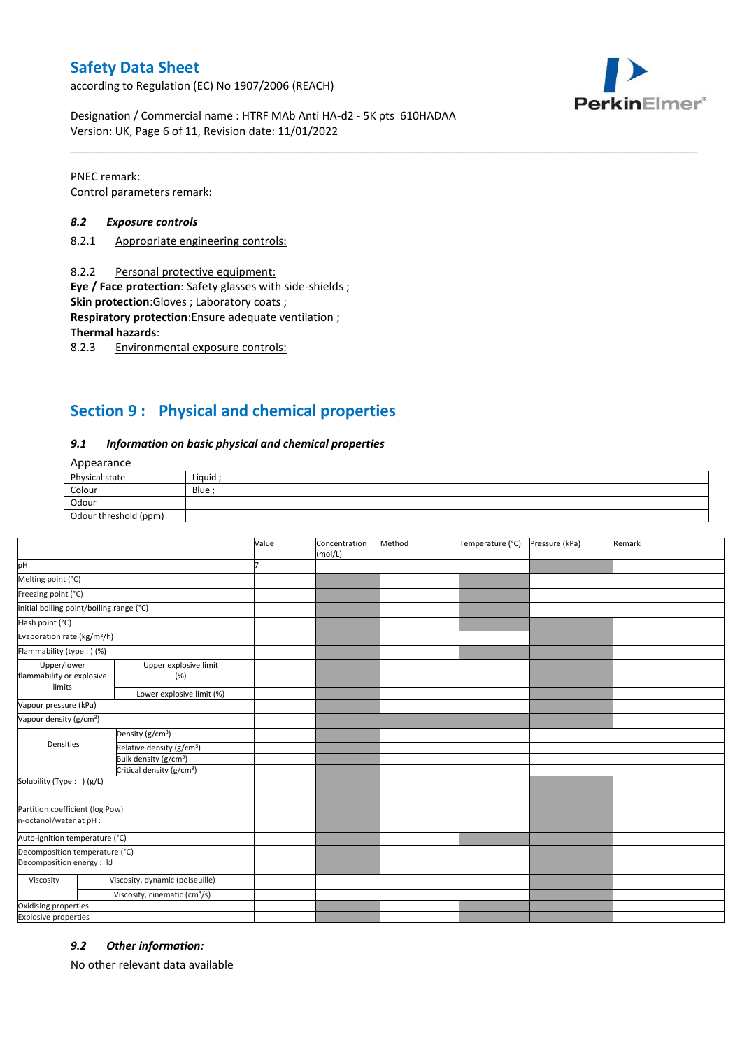PNEC remark:
Control parameters remark:

### *8.2 Exposure controls*

8.2.1 Appropriate engineering controls:

8.2.2 Personal protective equipment:

**Eye / Face protection**: Safety glasses with side-shields ;
**Skin protection**:Gloves ; Laboratory coats ;
**Respiratory protection**:Ensure adequate ventilation ;
**Thermal hazards**:

8.2.3 Environmental exposure controls:

## Section 9 : Physical and chemical properties

### *9.1 Information on basic physical and chemical properties*

Appearance

| Physical state | Liquid ; |
|---|---|
| Colour | Blue ; |
| Odour | |
| Odour threshold (ppm) | |

| | | Value | Concentration (mol/L) | Method | Temperature (°C) | Pressure (kPa) | Remark |
|---|---|---|---|---|---|---|---|
| pH | | 7 | | | | | |
| Melting point (°C) | | | | | | | |
| Freezing point (°C) | | | | | | | |
| Initial boiling point/boiling range (°C) | | | | | | | |
| Flash point (°C) | | | | | | | |
| Evaporation rate (kg/m²/h) | | | | | | | |
| Flammability (type : ) (%) | | | | | | | |
| Upper/lower flammability or explosive limits | Upper explosive limit (%) | | | | | | |
| | Lower explosive limit (%) | | | | | | |
| Vapour pressure (kPa) | | | | | | | |
| Vapour density (g/cm³) | | | | | | | |
| Densities | Density (g/cm³) | | | | | | |
| | Relative density (g/cm³) | | | | | | |
| | Bulk density (g/cm³) | | | | | | |
| | Critical density (g/cm³) | | | | | | |
| Solubility (Type : ) (g/L) | | | | | | | |
| Partition coefficient (log Pow) n-octanol/water at pH : | | | | | | | |
| Auto-ignition temperature (°C) | | | | | | | |
| Decomposition temperature (°C) Decomposition energy : kJ | | | | | | | |
| Viscosity | Viscosity, dynamic (poiseuille) | | | | | | |
| | Viscosity, cinematic (cm³/s) | | | | | | |
| Oxidising properties | | | | | | | |
| Explosive properties | | | | | | | |

### *9.2 Other information:*

No other relevant data available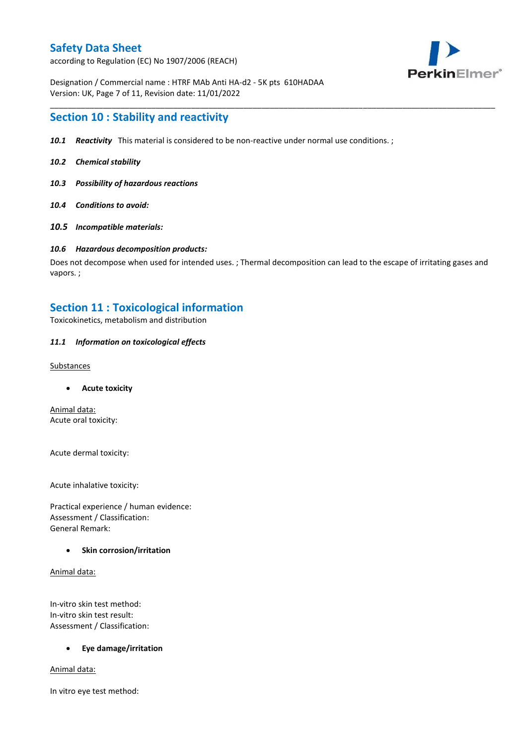## Section 10 : Stability and reactivity

***10.1 Reactivity*** This material is considered to be non-reactive under normal use conditions. ;

***10.2 Chemical stability***

***10.3 Possibility of hazardous reactions***

***10.4 Conditions to avoid:***

***10.5 Incompatible materials:***

***10.6 Hazardous decomposition products:***

Does not decompose when used for intended uses. ; Thermal decomposition can lead to the escape of irritating gases and vapors. ;

## Section 11 : Toxicological information

Toxicokinetics, metabolism and distribution

***11.1 Information on toxicological effects***

Substances

- **Acute toxicity**

Animal data:
Acute oral toxicity:

Acute dermal toxicity:

Acute inhalative toxicity:

Practical experience / human evidence:
Assessment / Classification:
General Remark:

- **Skin corrosion/irritation**

Animal data:

In-vitro skin test method:
In-vitro skin test result:
Assessment / Classification:

- **Eye damage/irritation**

Animal data:

In vitro eye test method: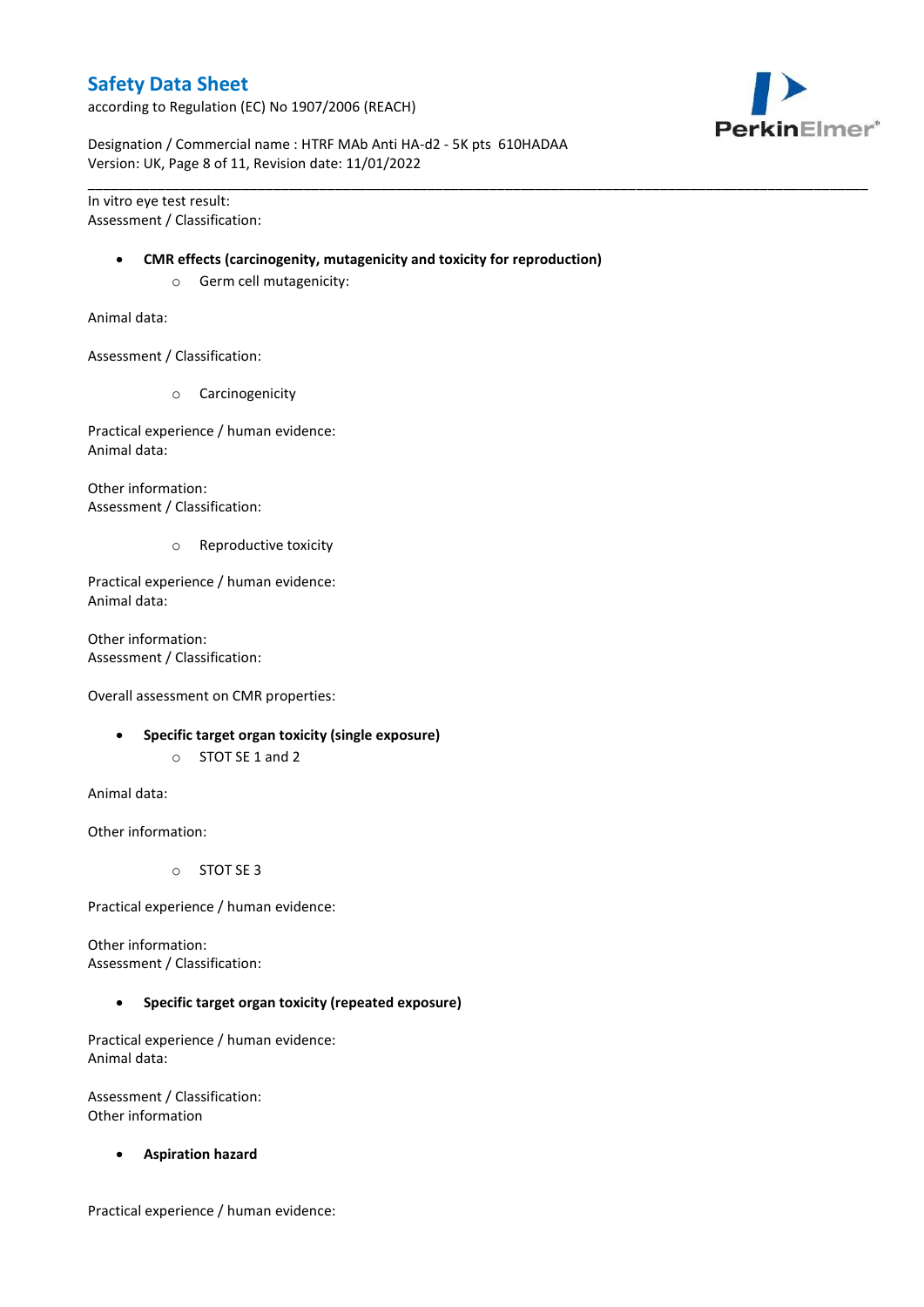In vitro eye test result:
Assessment / Classification:

- **CMR effects (carcinogenity, mutagenicity and toxicity for reproduction)**
    - Germ cell mutagenicity:

Animal data:

Assessment / Classification:

  - Carcinogenicity

Practical experience / human evidence:
Animal data:

Other information:
Assessment / Classification:

  - Reproductive toxicity

Practical experience / human evidence:
Animal data:

Other information:
Assessment / Classification:

Overall assessment on CMR properties:

- **Specific target organ toxicity (single exposure)**
    - STOT SE 1 and 2

Animal data:

Other information:

  - STOT SE 3

Practical experience / human evidence:

Other information:
Assessment / Classification:

- **Specific target organ toxicity (repeated exposure)**

Practical experience / human evidence:
Animal data:

Assessment / Classification:
Other information

- **Aspiration hazard**

Practical experience / human evidence: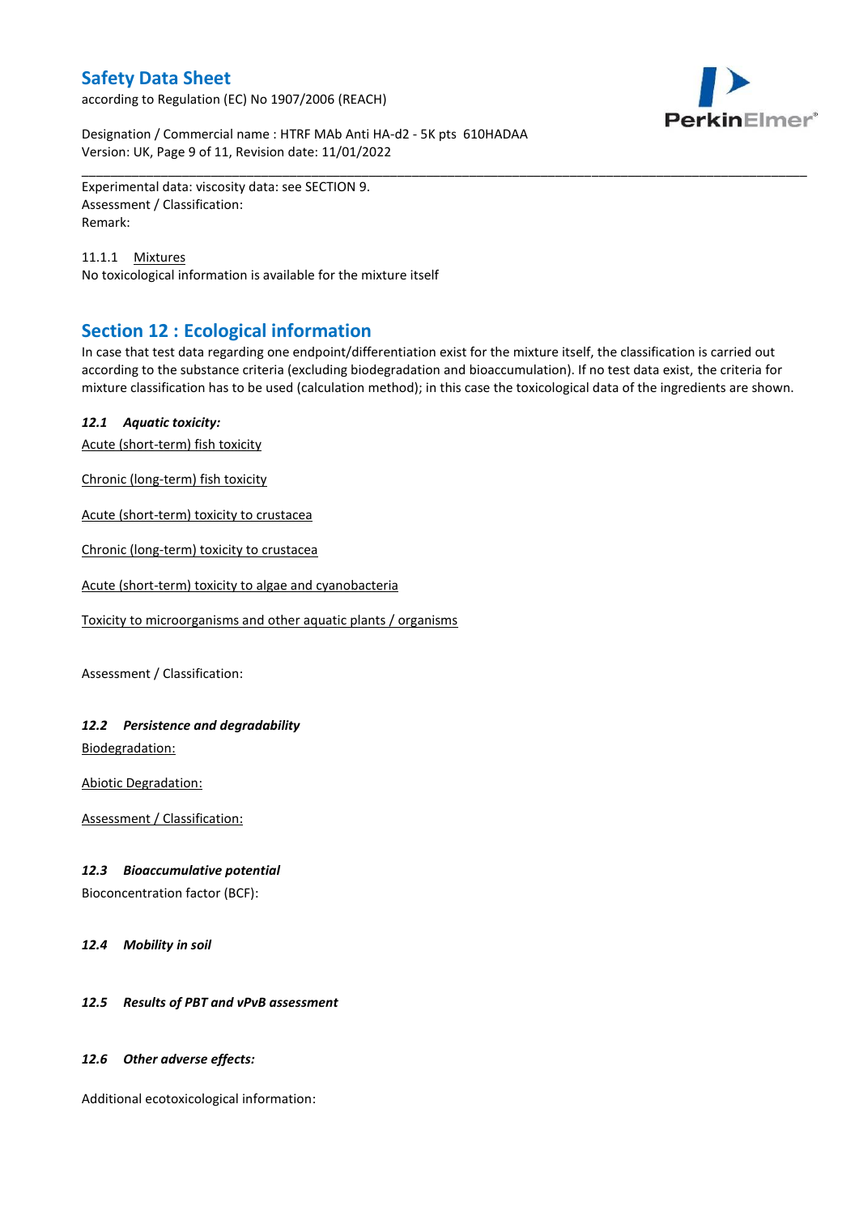Experimental data: viscosity data: see SECTION 9.
Assessment / Classification:
Remark:

11.1.1 Mixtures

No toxicological information is available for the mixture itself

## Section 12 : Ecological information

In case that test data regarding one endpoint/differentiation exist for the mixture itself, the classification is carried out according to the substance criteria (excluding biodegradation and bioaccumulation). If no test data exist, the criteria for mixture classification has to be used (calculation method); in this case the toxicological data of the ingredients are shown.

### *12.1 Aquatic toxicity:*

Acute (short-term) fish toxicity

Chronic (long-term) fish toxicity

Acute (short-term) toxicity to crustacea

Chronic (long-term) toxicity to crustacea

Acute (short-term) toxicity to algae and cyanobacteria

Toxicity to microorganisms and other aquatic plants / organisms

Assessment / Classification:

### *12.2 Persistence and degradability*

Biodegradation:

Abiotic Degradation:

Assessment / Classification:

### *12.3 Bioaccumulative potential*

Bioconcentration factor (BCF):

### *12.4 Mobility in soil*

### *12.5 Results of PBT and vPvB assessment*

### *12.6 Other adverse effects:*

Additional ecotoxicological information: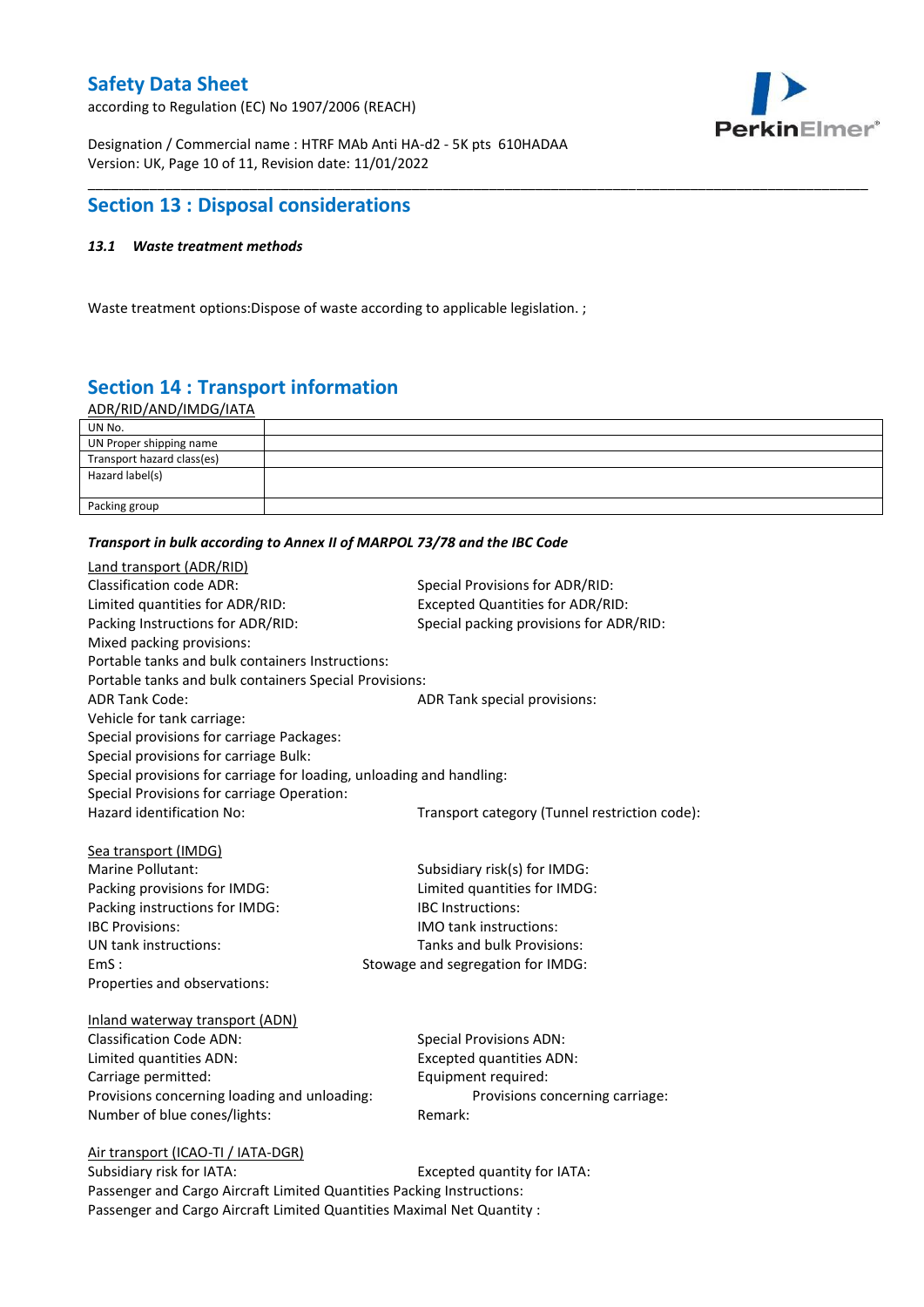## Section 13 : Disposal considerations

### *13.1 Waste treatment methods*

Waste treatment options:Dispose of waste according to applicable legislation. ;

## Section 14 : Transport information

ADR/RID/AND/IMDG/IATA

| UN No. | |
|---|---|
| UN Proper shipping name | |
| Transport hazard class(es) | |
| Hazard label(s) | |
| Packing group | |

***Transport in bulk according to Annex II of MARPOL 73/78 and the IBC Code***

Land transport (ADR/RID)

Classification code ADR:
Special Provisions for ADR/RID:
Limited quantities for ADR/RID:
Excepted Quantities for ADR/RID:
Packing Instructions for ADR/RID:
Special packing provisions for ADR/RID:
Mixed packing provisions:
Portable tanks and bulk containers Instructions:
Portable tanks and bulk containers Special Provisions:
ADR Tank Code:
ADR Tank special provisions:
Vehicle for tank carriage:
Special provisions for carriage Packages:
Special provisions for carriage Bulk:
Special provisions for carriage for loading, unloading and handling:
Special Provisions for carriage Operation:
Hazard identification No:
Transport category (Tunnel restriction code):

Sea transport (IMDG)

Marine Pollutant:
Subsidiary risk(s) for IMDG:
Packing provisions for IMDG:
Limited quantities for IMDG:
Packing instructions for IMDG:
IBC Instructions:
IBC Provisions:
IMO tank instructions:
UN tank instructions:
Tanks and bulk Provisions:
EmS :
Stowage and segregation for IMDG:
Properties and observations:

Inland waterway transport (ADN)

Classification Code ADN:
Special Provisions ADN:
Limited quantities ADN:
Excepted quantities ADN:
Carriage permitted:
Equipment required:
Provisions concerning loading and unloading:
Provisions concerning carriage:
Number of blue cones/lights:
Remark:

Air transport (ICAO-TI / IATA-DGR)

Subsidiary risk for IATA:
Excepted quantity for IATA:
Passenger and Cargo Aircraft Limited Quantities Packing Instructions:
Passenger and Cargo Aircraft Limited Quantities Maximal Net Quantity :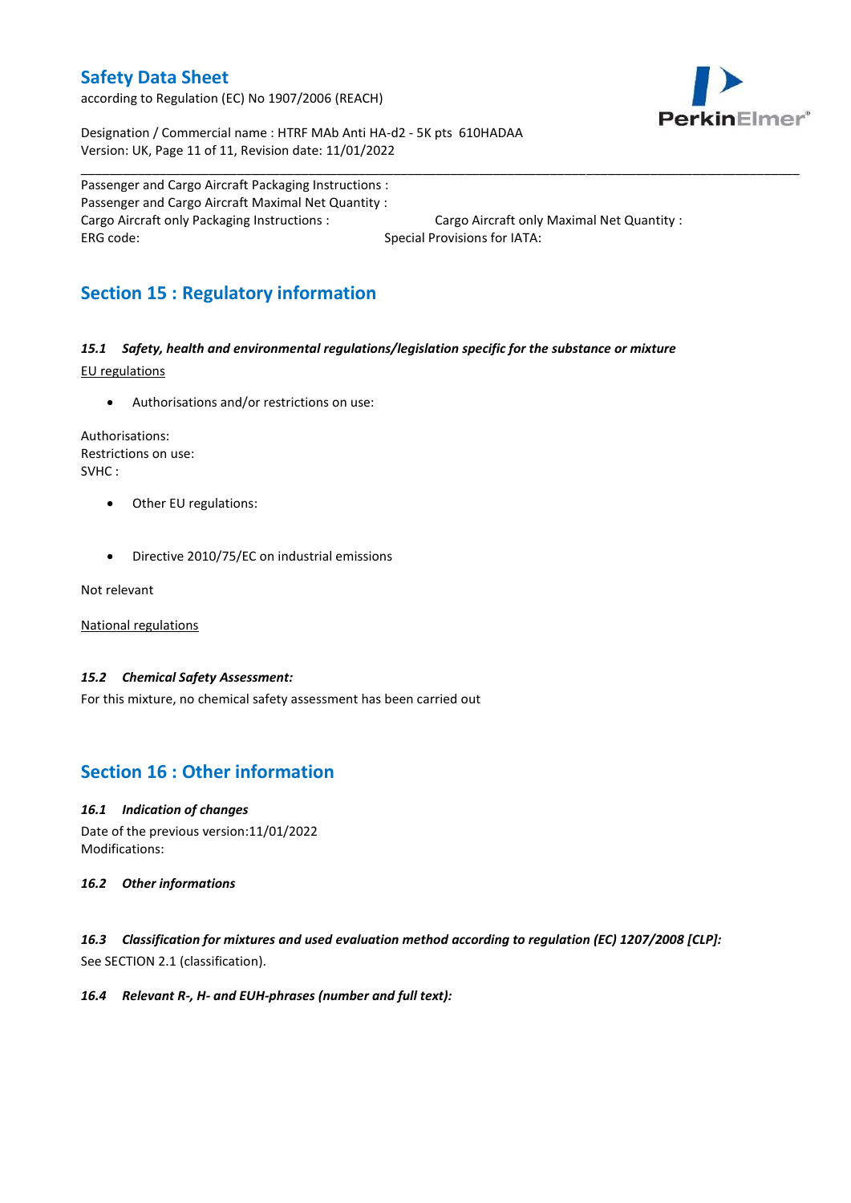Passenger and Cargo Aircraft Packaging Instructions :
Passenger and Cargo Aircraft Maximal Net Quantity :
Cargo Aircraft only Packaging Instructions : Cargo Aircraft only Maximal Net Quantity :
ERG code: Special Provisions for IATA:

## Section 15 : Regulatory information

### *15.1 Safety, health and environmental regulations/legislation specific for the substance or mixture*

EU regulations

- Authorisations and/or restrictions on use:

Authorisations:
Restrictions on use:
SVHC :

- Other EU regulations:

- Directive 2010/75/EC on industrial emissions

Not relevant

National regulations

### *15.2 Chemical Safety Assessment:*

For this mixture, no chemical safety assessment has been carried out

## Section 16 : Other information

### *16.1 Indication of changes*

Date of the previous version:11/01/2022
Modifications:

### *16.2 Other informations*

### *16.3 Classification for mixtures and used evaluation method according to regulation (EC) 1207/2008 [CLP]:*

See SECTION 2.1 (classification).

### *16.4 Relevant R-, H- and EUH-phrases (number and full text):*